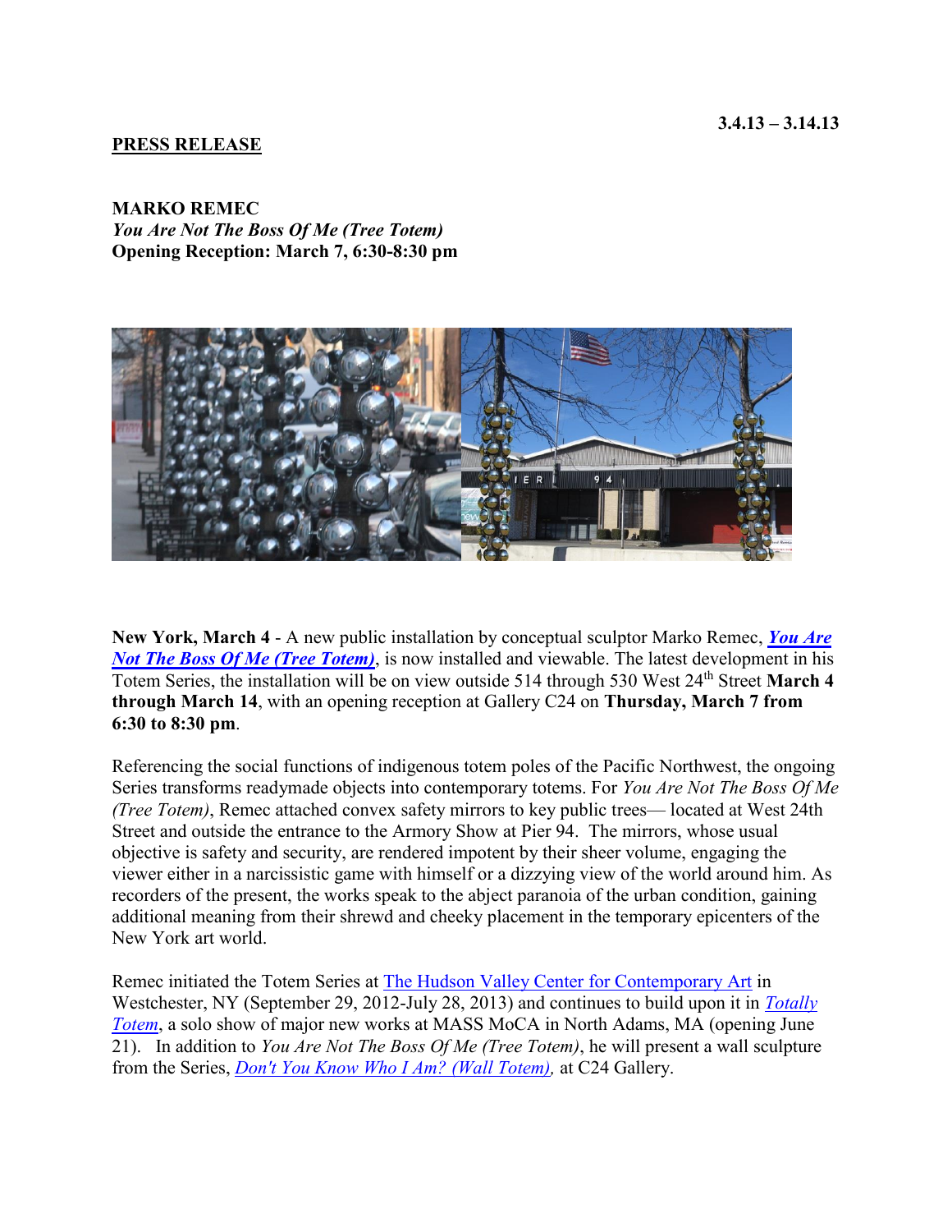**3.4.13 – 3.14.13**

**PRESS RELEASE**

**MARKO REMEC**
***You Are Not The Boss Of Me (Tree Totem)***
**Opening Reception: March 7, 6:30-8:30 pm**

**New York, March 4** - A new public installation by conceptual sculptor Marko Remec, ***You Are Not The Boss Of Me (Tree Totem)***, is now installed and viewable. The latest development in his Totem Series, the installation will be on view outside 514 through 530 West 24th Street **March 4 through March 14**, with an opening reception at Gallery C24 on **Thursday, March 7 from 6:30 to 8:30 pm**.

Referencing the social functions of indigenous totem poles of the Pacific Northwest, the ongoing Series transforms readymade objects into contemporary totems. For *You Are Not The Boss Of Me (Tree Totem)*, Remec attached convex safety mirrors to key public trees— located at West 24th Street and outside the entrance to the Armory Show at Pier 94. The mirrors, whose usual objective is safety and security, are rendered impotent by their sheer volume, engaging the viewer either in a narcissistic game with himself or a dizzying view of the world around him. As recorders of the present, the works speak to the abject paranoia of the urban condition, gaining additional meaning from their shrewd and cheeky placement in the temporary epicenters of the New York art world.

Remec initiated the Totem Series at The Hudson Valley Center for Contemporary Art in Westchester, NY (September 29, 2012-July 28, 2013) and continues to build upon it in *Totally Totem*, a solo show of major new works at MASS MoCA in North Adams, MA (opening June 21). In addition to *You Are Not The Boss Of Me (Tree Totem)*, he will present a wall sculpture from the Series, *Don't You Know Who I Am? (Wall Totem),* at C24 Gallery.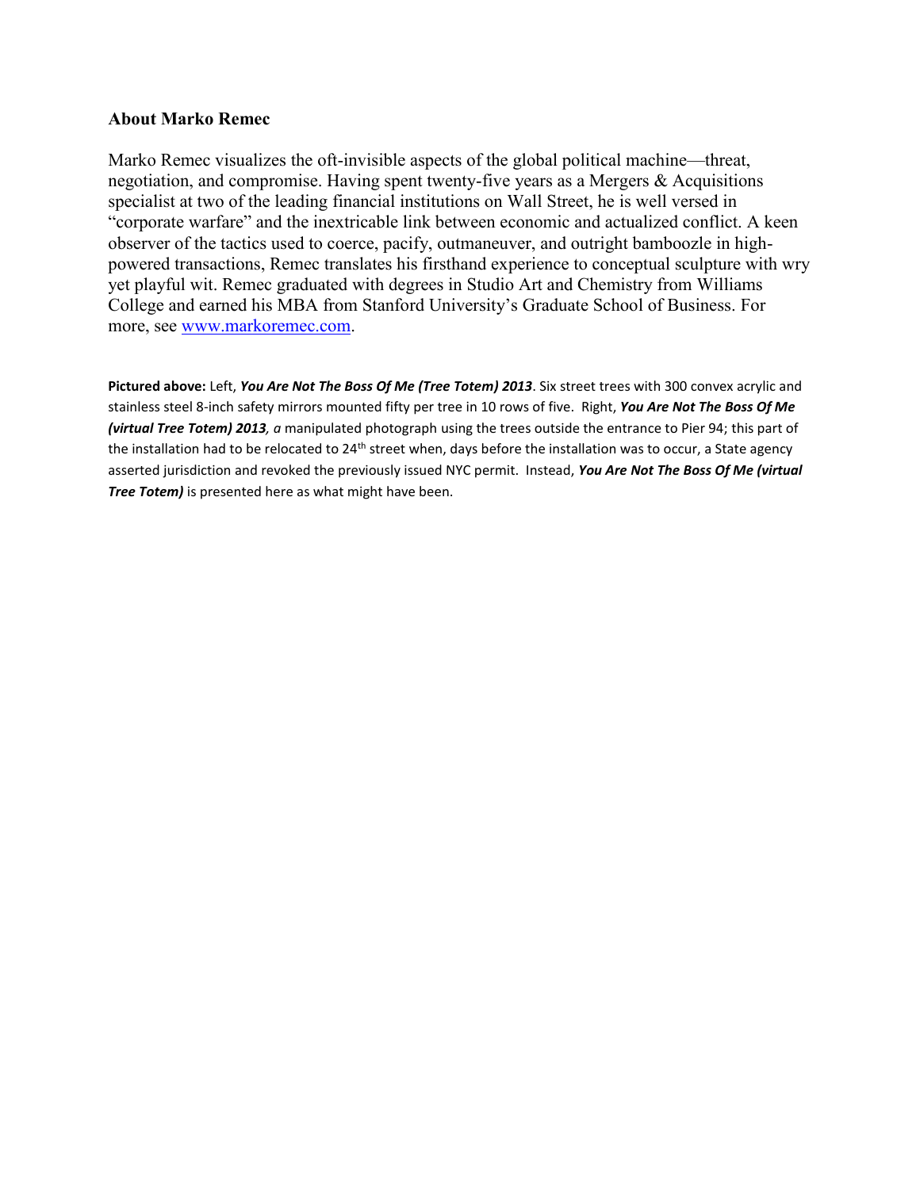### About Marko Remec

Marko Remec visualizes the oft-invisible aspects of the global political machine—threat, negotiation, and compromise. Having spent twenty-five years as a Mergers & Acquisitions specialist at two of the leading financial institutions on Wall Street, he is well versed in "corporate warfare" and the inextricable link between economic and actualized conflict. A keen observer of the tactics used to coerce, pacify, outmaneuver, and outright bamboozle in high-powered transactions, Remec translates his firsthand experience to conceptual sculpture with wry yet playful wit. Remec graduated with degrees in Studio Art and Chemistry from Williams College and earned his MBA from Stanford University's Graduate School of Business. For more, see [www.markoremec.com](http://www.markoremec.com).

**Pictured above:** Left, ***You Are Not The Boss Of Me (Tree Totem) 2013***. Six street trees with 300 convex acrylic and stainless steel 8-inch safety mirrors mounted fifty per tree in 10 rows of five. Right, ***You Are Not The Boss Of Me (virtual Tree Totem) 2013****, a* manipulated photograph using the trees outside the entrance to Pier 94; this part of the installation had to be relocated to 24th street when, days before the installation was to occur, a State agency asserted jurisdiction and revoked the previously issued NYC permit. Instead, ***You Are Not The Boss Of Me (virtual Tree Totem)*** is presented here as what might have been.